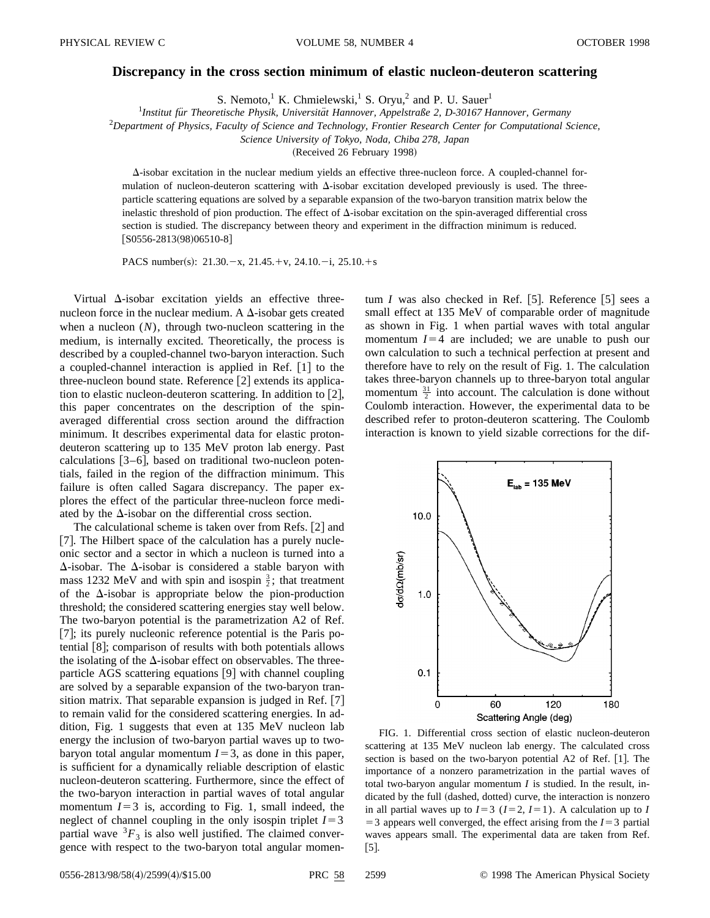# Discrepancy in the cross section minimum of elastic nucleon-deuteron scattering

S. Nemoto,[1] K. Chmielewski,[1] S. Oryu,[2] and P. U. Sauer[1]

[1]*Institut für Theoretische Physik, Universität Hannover, Appelstraße 2, D-30167 Hannover, Germany*

[2]*Department of Physics, Faculty of Science and Technology, Frontier Research Center for Computational Science, Science University of Tokyo, Noda, Chiba 278, Japan*

(Received 26 February 1998)

$\Delta$-isobar excitation in the nuclear medium yields an effective three-nucleon force. A coupled-channel formulation of nucleon-deuteron scattering with $\Delta$-isobar excitation developed previously is used. The three-particle scattering equations are solved by a separable expansion of the two-baryon transition matrix below the inelastic threshold of pion production. The effect of $\Delta$-isobar excitation on the spin-averaged differential cross section is studied. The discrepancy between theory and experiment in the diffraction minimum is reduced. [S0556-2813(98)06510-8]

PACS number(s): 21.30.−x, 21.45.+v, 24.10.−i, 25.10.+s

Virtual $\Delta$-isobar excitation yields an effective three-nucleon force in the nuclear medium. A $\Delta$-isobar gets created when a nucleon ($N$), through two-nucleon scattering in the medium, is internally excited. Theoretically, the process is described by a coupled-channel two-baryon interaction. Such a coupled-channel interaction is applied in Ref. [1] to the three-nucleon bound state. Reference [2] extends its application to elastic nucleon-deuteron scattering. In addition to [2], this paper concentrates on the description of the spin-averaged differential cross section around the diffraction minimum. It describes experimental data for elastic proton-deuteron scattering up to 135 MeV proton lab energy. Past calculations [3–6], based on traditional two-nucleon potentials, failed in the region of the diffraction minimum. This failure is often called Sagara discrepancy. The paper explores the effect of the particular three-nucleon force mediated by the $\Delta$-isobar on the differential cross section.

The calculational scheme is taken over from Refs. [2] and [7]. The Hilbert space of the calculation has a purely nucleonic sector and a sector in which a nucleon is turned into a $\Delta$-isobar. The $\Delta$-isobar is considered a stable baryon with mass 1232 MeV and with spin and isospin $\frac{3}{2}$; that treatment of the $\Delta$-isobar is appropriate below the pion-production threshold; the considered scattering energies stay well below. The two-baryon potential is the parametrization A2 of Ref. [7]; its purely nucleonic reference potential is the Paris potential [8]; comparison of results with both potentials allows the isolating of the $\Delta$-isobar effect on observables. The three-particle AGS scattering equations [9] with channel coupling are solved by a separable expansion of the two-baryon transition matrix. That separable expansion is judged in Ref. [7] to remain valid for the considered scattering energies. In addition, Fig. 1 suggests that even at 135 MeV nucleon lab energy the inclusion of two-baryon partial waves up to two-baryon total angular momentum $I=3$, as done in this paper, is sufficient for a dynamically reliable description of elastic nucleon-deuteron scattering. Furthermore, since the effect of the two-baryon interaction in partial waves of total angular momentum $I=3$ is, according to Fig. 1, small indeed, the neglect of channel coupling in the only isospin triplet $I=3$ partial wave ${}^3F_3$ is also well justified. The claimed convergence with respect to the two-baryon total angular momentum $I$ was also checked in Ref. [5]. Reference [5] sees a small effect at 135 MeV of comparable order of magnitude as shown in Fig. 1 when partial waves with total angular momentum $I=4$ are included; we are unable to push our own calculation to such a technical perfection at present and therefore have to rely on the result of Fig. 1. The calculation takes three-baryon channels up to three-baryon total angular momentum $\frac{31}{2}$ into account. The calculation is done without Coulomb interaction. However, the experimental data to be described refer to proton-deuteron scattering. The Coulomb interaction is known to yield sizable corrections for the dif-

FIG. 1. Differential cross section of elastic nucleon-deuteron scattering at 135 MeV nucleon lab energy. The calculated cross section is based on the two-baryon potential A2 of Ref. [1]. The importance of a nonzero parametrization in the partial waves of total two-baryon angular momentum $I$ is studied. In the result, indicated by the full (dashed, dotted) curve, the interaction is nonzero in all partial waves up to $I=3$ ($I=2$, $I=1$). A calculation up to $I=3$ appears well converged, the effect arising from the $I=3$ partial waves appears small. The experimental data are taken from Ref. [5].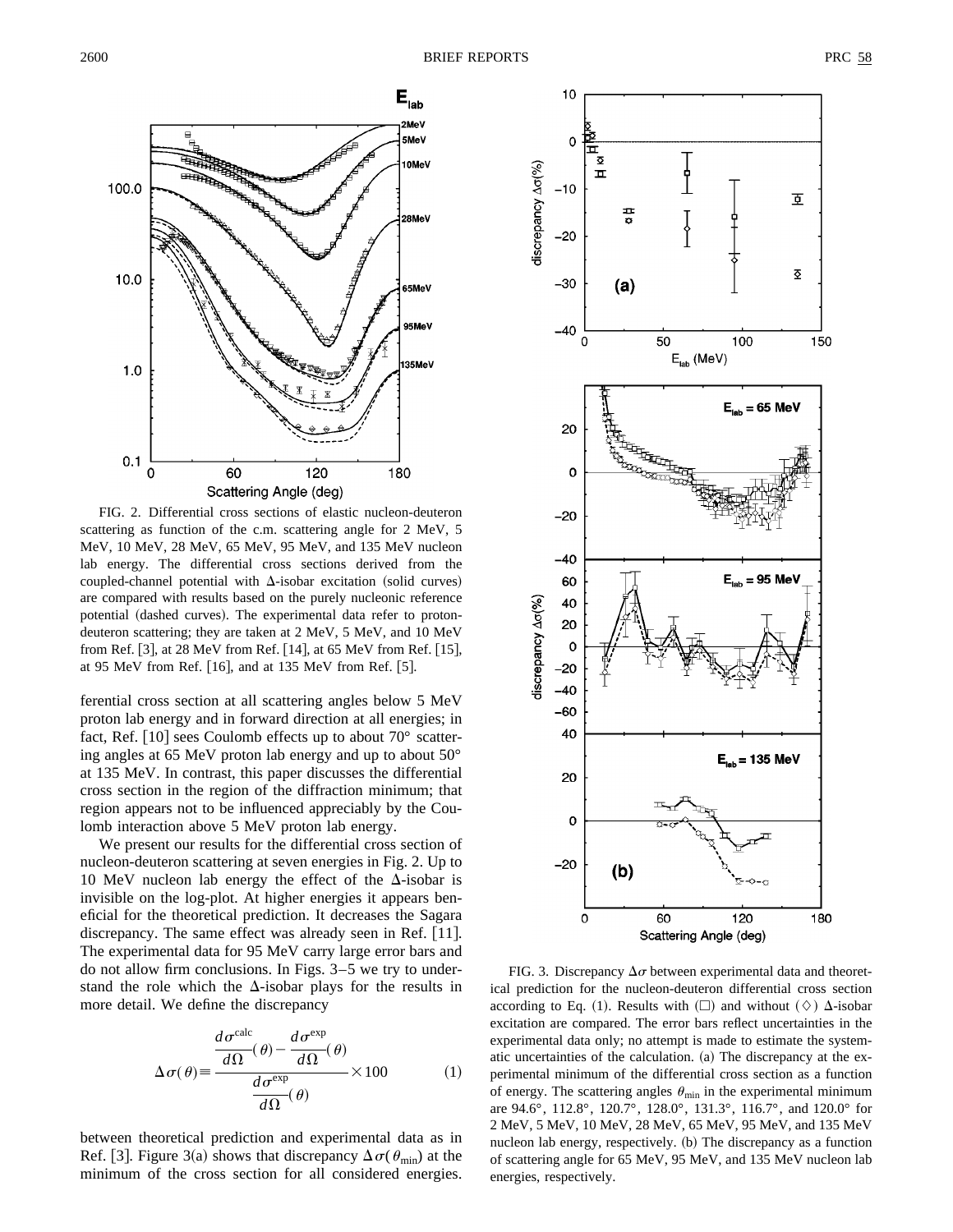FIG. 2. Differential cross sections of elastic nucleon-deuteron scattering as function of the c.m. scattering angle for 2 MeV, 5 MeV, 10 MeV, 28 MeV, 65 MeV, 95 MeV, and 135 MeV nucleon lab energy. The differential cross sections derived from the coupled-channel potential with $\Delta$-isobar excitation (solid curves) are compared with results based on the purely nucleonic reference potential (dashed curves). The experimental data refer to proton-deuteron scattering; they are taken at 2 MeV, 5 MeV, and 10 MeV from Ref. [3], at 28 MeV from Ref. [14], at 65 MeV from Ref. [15], at 95 MeV from Ref. [16], and at 135 MeV from Ref. [5].

ferential cross section at all scattering angles below 5 MeV proton lab energy and in forward direction at all energies; in fact, Ref. [10] sees Coulomb effects up to about 70° scattering angles at 65 MeV proton lab energy and up to about 50° at 135 MeV. In contrast, this paper discusses the differential cross section in the region of the diffraction minimum; that region appears not to be influenced appreciably by the Coulomb interaction above 5 MeV proton lab energy.

We present our results for the differential cross section of nucleon-deuteron scattering at seven energies in Fig. 2. Up to 10 MeV nucleon lab energy the effect of the $\Delta$-isobar is invisible on the log-plot. At higher energies it appears beneficial for the theoretical prediction. It decreases the Sagara discrepancy. The same effect was already seen in Ref. [11]. The experimental data for 95 MeV carry large error bars and do not allow firm conclusions. In Figs. 3–5 we try to understand the role which the $\Delta$-isobar plays for the results in more detail. We define the discrepancy

$$\Delta\sigma(\theta) \equiv \frac{\dfrac{d\sigma^{\text{calc}}}{d\Omega}(\theta) - \dfrac{d\sigma^{\text{exp}}}{d\Omega}(\theta)}{\dfrac{d\sigma^{\text{exp}}}{d\Omega}(\theta)} \times 100 \tag{1}$$

between theoretical prediction and experimental data as in Ref. [3]. Figure 3(a) shows that discrepancy $\Delta\sigma(\theta_{\text{min}})$ at the minimum of the cross section for all considered energies.

FIG. 3. Discrepancy $\Delta\sigma$ between experimental data and theoretical prediction for the nucleon-deuteron differential cross section according to Eq. (1). Results with (□) and without (◇) $\Delta$-isobar excitation are compared. The error bars reflect uncertainties in the experimental data only; no attempt is made to estimate the systematic uncertainties of the calculation. (a) The discrepancy at the experimental minimum of the differential cross section as a function of energy. The scattering angles $\theta_{\text{min}}$ in the experimental minimum are 94.6°, 112.8°, 120.7°, 128.0°, 131.3°, 116.7°, and 120.0° for 2 MeV, 5 MeV, 10 MeV, 28 MeV, 65 MeV, 95 MeV, and 135 MeV nucleon lab energy, respectively. (b) The discrepancy as a function of scattering angle for 65 MeV, 95 MeV, and 135 MeV nucleon lab energies, respectively.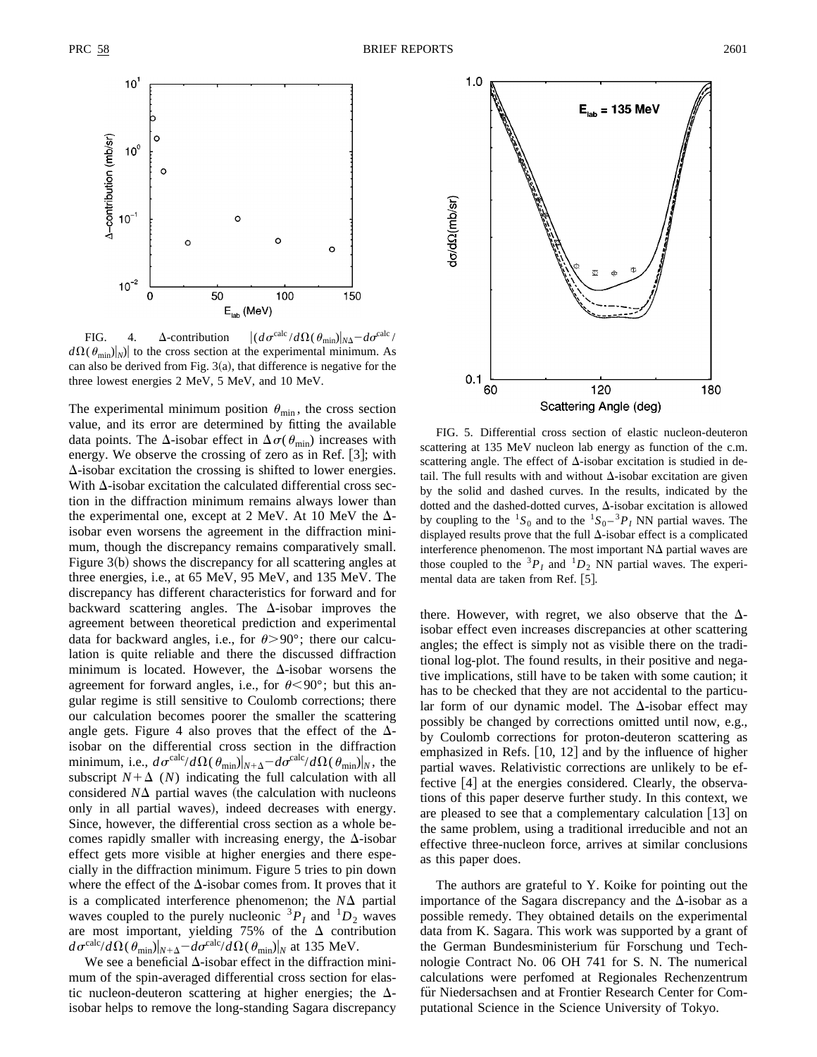FIG. 4. Δ-contribution $|(d\sigma^{\mathrm{calc}}/d\Omega(\theta_{\min})|_{N\Delta} - d\sigma^{\mathrm{calc}}/d\Omega(\theta_{\min})|_N)|$ to the cross section at the experimental minimum. As can also be derived from Fig. 3(a), that difference is negative for the three lowest energies 2 MeV, 5 MeV, and 10 MeV.

The experimental minimum position $\theta_{\min}$, the cross section value, and its error are determined by fitting the available data points. The Δ-isobar effect in $\Delta\sigma(\theta_{\min})$ increases with energy. We observe the crossing of zero as in Ref. [3]; with Δ-isobar excitation the crossing is shifted to lower energies. With Δ-isobar excitation the calculated differential cross section in the diffraction minimum remains always lower than the experimental one, except at 2 MeV. At 10 MeV the Δ-isobar even worsens the agreement in the diffraction minimum, though the discrepancy remains comparatively small. Figure 3(b) shows the discrepancy for all scattering angles at three energies, i.e., at 65 MeV, 95 MeV, and 135 MeV. The discrepancy has different characteristics for forward and for backward scattering angles. The Δ-isobar improves the agreement between theoretical prediction and experimental data for backward angles, i.e., for $\theta > 90°$; there our calculation is quite reliable and there the discussed diffraction minimum is located. However, the Δ-isobar worsens the agreement for forward angles, i.e., for $\theta < 90°$; but this angular regime is still sensitive to Coulomb corrections; there our calculation becomes poorer the smaller the scattering angle gets. Figure 4 also proves that the effect of the Δ-isobar on the differential cross section in the diffraction minimum, i.e., $d\sigma^{\mathrm{calc}}/d\Omega(\theta_{\min})|_{N+\Delta} - d\sigma^{\mathrm{calc}}/d\Omega(\theta_{\min})|_N$, the subscript $N+\Delta$ ($N$) indicating the full calculation with all considered $N\Delta$ partial waves (the calculation with nucleons only in all partial waves), indeed decreases with energy. Since, however, the differential cross section as a whole becomes rapidly smaller with increasing energy, the Δ-isobar effect gets more visible at higher energies and there especially in the diffraction minimum. Figure 5 tries to pin down where the effect of the Δ-isobar comes from. It proves that it is a complicated interference phenomenon; the $N\Delta$ partial waves coupled to the purely nucleonic $^3P_I$ and $^1D_2$ waves are most important, yielding 75% of the Δ contribution $d\sigma^{\mathrm{calc}}/d\Omega(\theta_{\min})|_{N+\Delta} - d\sigma^{\mathrm{calc}}/d\Omega(\theta_{\min})|_N$ at 135 MeV.

We see a beneficial Δ-isobar effect in the diffraction minimum of the spin-averaged differential cross section for elastic nucleon-deuteron scattering at higher energies; the Δ-isobar helps to remove the long-standing Sagara discrepancy there. However, with regret, we also observe that the Δ-isobar effect even increases discrepancies at other scattering angles; the effect is simply not as visible there on the traditional log-plot. The found results, in their positive and negative implications, still have to be taken with some caution; it has to be checked that they are not accidental to the particular form of our dynamic model. The Δ-isobar effect may possibly be changed by corrections omitted until now, e.g., by Coulomb corrections for proton-deuteron scattering as emphasized in Refs. [10, 12] and by the influence of higher partial waves. Relativistic corrections are unlikely to be effective [4] at the energies considered. Clearly, the observations of this paper deserve further study. In this context, we are pleased to see that a complementary calculation [13] on the same problem, using a traditional irreducible and not an effective three-nucleon force, arrives at similar conclusions as this paper does.

FIG. 5. Differential cross section of elastic nucleon-deuteron scattering at 135 MeV nucleon lab energy as function of the c.m. scattering angle. The effect of Δ-isobar excitation is studied in detail. The full results with and without Δ-isobar excitation are given by the solid and dashed curves. In the results, indicated by the dotted and the dashed-dotted curves, Δ-isobar excitation is allowed by coupling to the $^1S_0$ and to the $^1S_0 - {}^3P_I$ NN partial waves. The displayed results prove that the full Δ-isobar effect is a complicated interference phenomenon. The most important N$\Delta$ partial waves are those coupled to the $^3P_I$ and $^1D_2$ NN partial waves. The experimental data are taken from Ref. [5].

The authors are grateful to Y. Koike for pointing out the importance of the Sagara discrepancy and the Δ-isobar as a possible remedy. They obtained details on the experimental data from K. Sagara. This work was supported by a grant of the German Bundesministerium für Forschung und Technologie Contract No. 06 OH 741 for S. N. The numerical calculations were perfomed at Regionales Rechenzentrum für Niedersachsen and at Frontier Research Center for Computational Science in the Science University of Tokyo.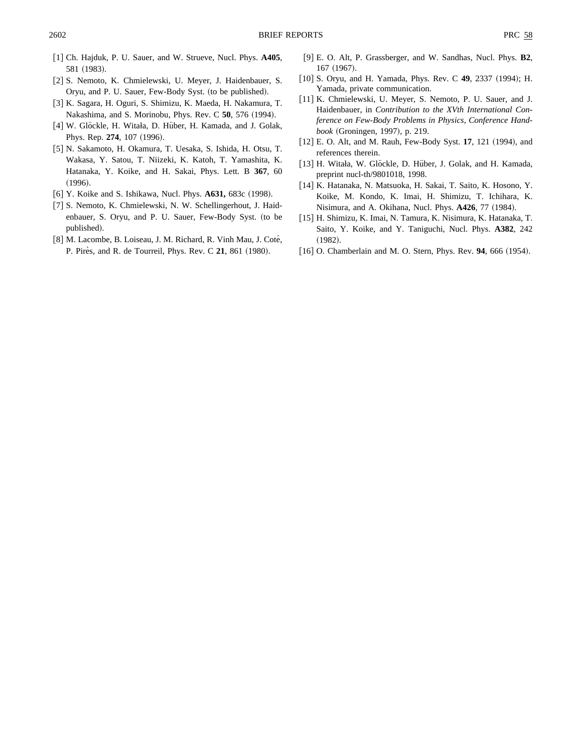[1] Ch. Hajduk, P. U. Sauer, and W. Strueve, Nucl. Phys. **A405**, 581 (1983).

[2] S. Nemoto, K. Chmielewski, U. Meyer, J. Haidenbauer, S. Oryu, and P. U. Sauer, Few-Body Syst. (to be published).

[3] K. Sagara, H. Oguri, S. Shimizu, K. Maeda, H. Nakamura, T. Nakashima, and S. Morinobu, Phys. Rev. C **50**, 576 (1994).

[4] W. Glöckle, H. Witała, D. Hüber, H. Kamada, and J. Golak, Phys. Rep. **274**, 107 (1996).

[5] N. Sakamoto, H. Okamura, T. Uesaka, S. Ishida, H. Otsu, T. Wakasa, Y. Satou, T. Niizeki, K. Katoh, T. Yamashita, K. Hatanaka, Y. Koike, and H. Sakai, Phys. Lett. B **367**, 60 (1996).

[6] Y. Koike and S. Ishikawa, Nucl. Phys. **A631,** 683c (1998).

[7] S. Nemoto, K. Chmielewski, N. W. Schellingerhout, J. Haidenbauer, S. Oryu, and P. U. Sauer, Few-Body Syst. (to be published).

[8] M. Lacombe, B. Loiseau, J. M. Richard, R. Vinh Mau, J. Coté, P. Pirès, and R. de Tourreil, Phys. Rev. C **21**, 861 (1980).

[9] E. O. Alt, P. Grassberger, and W. Sandhas, Nucl. Phys. **B2**, 167 (1967).

[10] S. Oryu, and H. Yamada, Phys. Rev. C **49**, 2337 (1994); H. Yamada, private communication.

[11] K. Chmielewski, U. Meyer, S. Nemoto, P. U. Sauer, and J. Haidenbauer, in *Contribution to the XVth International Conference on Few-Body Problems in Physics, Conference Handbook* (Groningen, 1997), p. 219.

[12] E. O. Alt, and M. Rauh, Few-Body Syst. **17**, 121 (1994), and references therein.

[13] H. Witała, W. Glöckle, D. Hüber, J. Golak, and H. Kamada, preprint nucl-th/9801018, 1998.

[14] K. Hatanaka, N. Matsuoka, H. Sakai, T. Saito, K. Hosono, Y. Koike, M. Kondo, K. Imai, H. Shimizu, T. Ichihara, K. Nisimura, and A. Okihana, Nucl. Phys. **A426**, 77 (1984).

[15] H. Shimizu, K. Imai, N. Tamura, K. Nisimura, K. Hatanaka, T. Saito, Y. Koike, and Y. Taniguchi, Nucl. Phys. **A382**, 242 (1982).

[16] O. Chamberlain and M. O. Stern, Phys. Rev. **94**, 666 (1954).